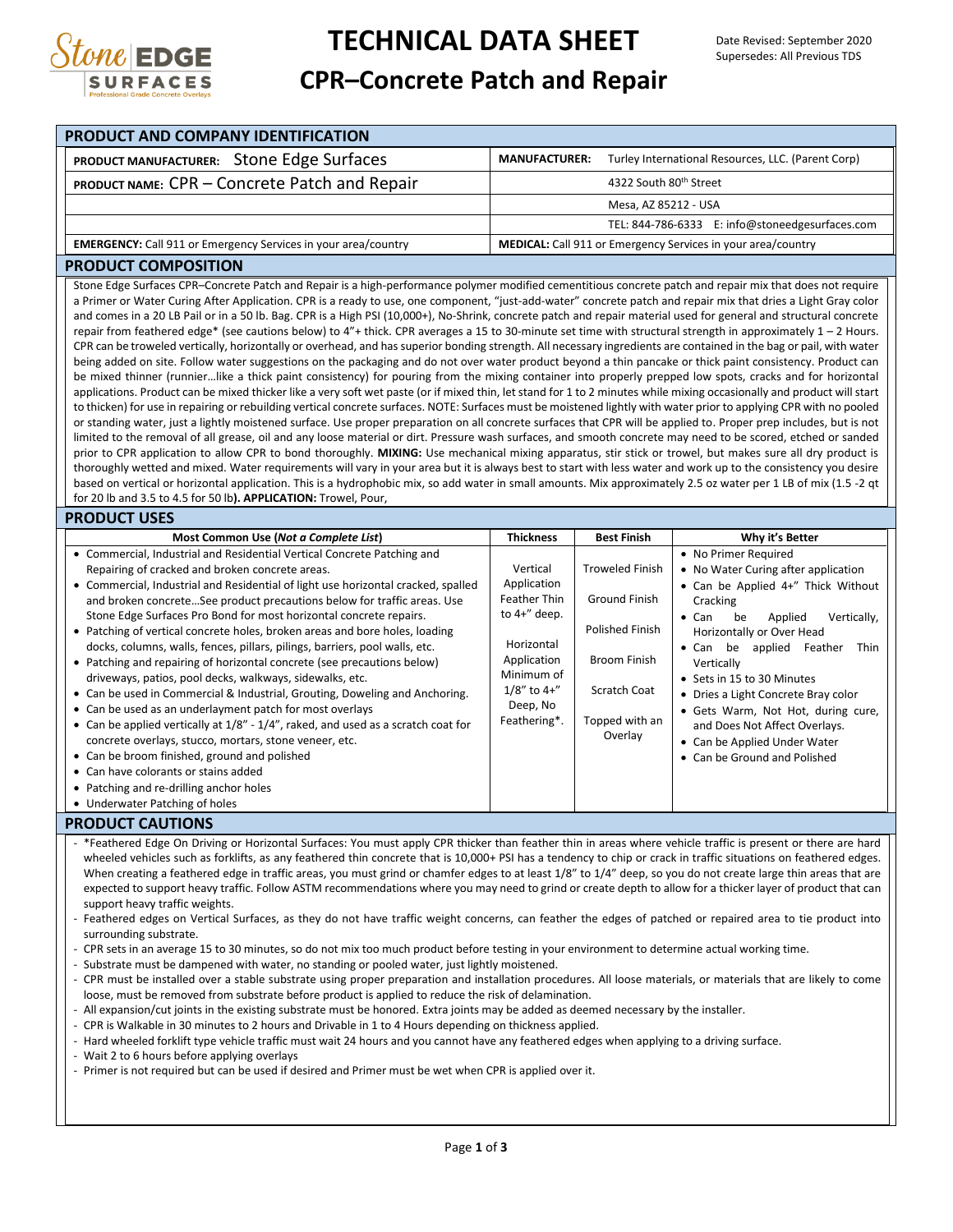# TECHNICAL DATA SHEET

## CPR–Concrete Patch and Repair

Date Revised: September 2020
Supersedes: All Previous TDS

## PRODUCT AND COMPANY IDENTIFICATION

| | |
|---|---|
| **PRODUCT MANUFACTURER:** Stone Edge Surfaces | **MANUFACTURER:** Turley International Resources, LLC. (Parent Corp) |
| **PRODUCT NAME:** CPR – Concrete Patch and Repair | 4322 South 80th Street |
| | Mesa, AZ 85212 - USA |
| | TEL: 844-786-6333 E: info@stoneedgesurfaces.com |
| **EMERGENCY:** Call 911 or Emergency Services in your area/country | **MEDICAL:** Call 911 or Emergency Services in your area/country |

## PRODUCT COMPOSITION

Stone Edge Surfaces CPR–Concrete Patch and Repair is a high-performance polymer modified cementitious concrete patch and repair mix that does not require a Primer or Water Curing After Application. CPR is a ready to use, one component, "just-add-water" concrete patch and repair mix that dries a Light Gray color and comes in a 20 LB Pail or in a 50 lb. Bag. CPR is a High PSI (10,000+), No-Shrink, concrete patch and repair material used for general and structural concrete repair from feathered edge* (see cautions below) to 4"+ thick. CPR averages a 15 to 30-minute set time with structural strength in approximately 1 – 2 Hours. CPR can be troweled vertically, horizontally or overhead, and has superior bonding strength. All necessary ingredients are contained in the bag or pail, with water being added on site. Follow water suggestions on the packaging and do not over water product beyond a thin pancake or thick paint consistency. Product can be mixed thinner (runnier…like a thick paint consistency) for pouring from the mixing container into properly prepped low spots, cracks and for horizontal applications. Product can be mixed thicker like a very soft wet paste (or if mixed thin, let stand for 1 to 2 minutes while mixing occasionally and product will start to thicken) for use in repairing or rebuilding vertical concrete surfaces. NOTE: Surfaces must be moistened lightly with water prior to applying CPR with no pooled or standing water, just a lightly moistened surface. Use proper preparation on all concrete surfaces that CPR will be applied to. Proper prep includes, but is not limited to the removal of all grease, oil and any loose material or dirt. Pressure wash surfaces, and smooth concrete may need to be scored, etched or sanded prior to CPR application to allow CPR to bond thoroughly. **MIXING:** Use mechanical mixing apparatus, stir stick or trowel, but makes sure all dry product is thoroughly wetted and mixed. Water requirements will vary in your area but it is always best to start with less water and work up to the consistency you desire based on vertical or horizontal application. This is a hydrophobic mix, so add water in small amounts. Mix approximately 2.5 oz water per 1 LB of mix (1.5 -2 qt for 20 lb and 3.5 to 4.5 for 50 lb**). APPLICATION:** Trowel, Pour,

## PRODUCT USES

| Most Common Use (*Not a Complete List*) | Thickness | Best Finish | Why it's Better |
|---|---|---|---|
| • Commercial, Industrial and Residential Vertical Concrete Patching and Repairing of cracked and broken concrete areas.<br>• Commercial, Industrial and Residential of light use horizontal cracked, spalled and broken concrete…See product precautions below for traffic areas. Use Stone Edge Surfaces Pro Bond for most horizontal concrete repairs.<br>• Patching of vertical concrete holes, broken areas and bore holes, loading docks, columns, walls, fences, pillars, pilings, barriers, pool walls, etc.<br>• Patching and repairing of horizontal concrete (see precautions below) driveways, patios, pool decks, walkways, sidewalks, etc.<br>• Can be used in Commercial & Industrial, Grouting, Doweling and Anchoring.<br>• Can be used as an underlayment patch for most overlays<br>• Can be applied vertically at 1/8" - 1/4", raked, and used as a scratch coat for concrete overlays, stucco, mortars, stone veneer, etc.<br>• Can be broom finished, ground and polished<br>• Can have colorants or stains added<br>• Patching and re-drilling anchor holes<br>• Underwater Patching of holes | Vertical Application Feather Thin to 4+" deep.<br><br>Horizontal Application Minimum of 1/8" to 4+" Deep, No Feathering*. | Troweled Finish<br><br>Ground Finish<br><br>Polished Finish<br><br>Broom Finish<br><br>Scratch Coat<br><br>Topped with an Overlay | • No Primer Required<br>• No Water Curing after application<br>• Can be Applied 4+" Thick Without Cracking<br>• Can be Applied Vertically, Horizontally or Over Head<br>• Can be applied Feather Thin Vertically<br>• Sets in 15 to 30 Minutes<br>• Dries a Light Concrete Bray color<br>• Gets Warm, Not Hot, during cure, and Does Not Affect Overlays.<br>• Can be Applied Under Water<br>• Can be Ground and Polished |

## PRODUCT CAUTIONS

- *Feathered Edge On Driving or Horizontal Surfaces: You must apply CPR thicker than feather thin in areas where vehicle traffic is present or there are hard wheeled vehicles such as forklifts, as any feathered thin concrete that is 10,000+ PSI has a tendency to chip or crack in traffic situations on feathered edges. When creating a feathered edge in traffic areas, you must grind or chamfer edges to at least 1/8" to 1/4" deep, so you do not create large thin areas that are expected to support heavy traffic. Follow ASTM recommendations where you may need to grind or create depth to allow for a thicker layer of product that can support heavy traffic weights.
- Feathered edges on Vertical Surfaces, as they do not have traffic weight concerns, can feather the edges of patched or repaired area to tie product into surrounding substrate.
- CPR sets in an average 15 to 30 minutes, so do not mix too much product before testing in your environment to determine actual working time.
- Substrate must be dampened with water, no standing or pooled water, just lightly moistened.
- CPR must be installed over a stable substrate using proper preparation and installation procedures. All loose materials, or materials that are likely to come loose, must be removed from substrate before product is applied to reduce the risk of delamination.
- All expansion/cut joints in the existing substrate must be honored. Extra joints may be added as deemed necessary by the installer.
- CPR is Walkable in 30 minutes to 2 hours and Drivable in 1 to 4 Hours depending on thickness applied.
- Hard wheeled forklift type vehicle traffic must wait 24 hours and you cannot have any feathered edges when applying to a driving surface.
- Wait 2 to 6 hours before applying overlays
- Primer is not required but can be used if desired and Primer must be wet when CPR is applied over it.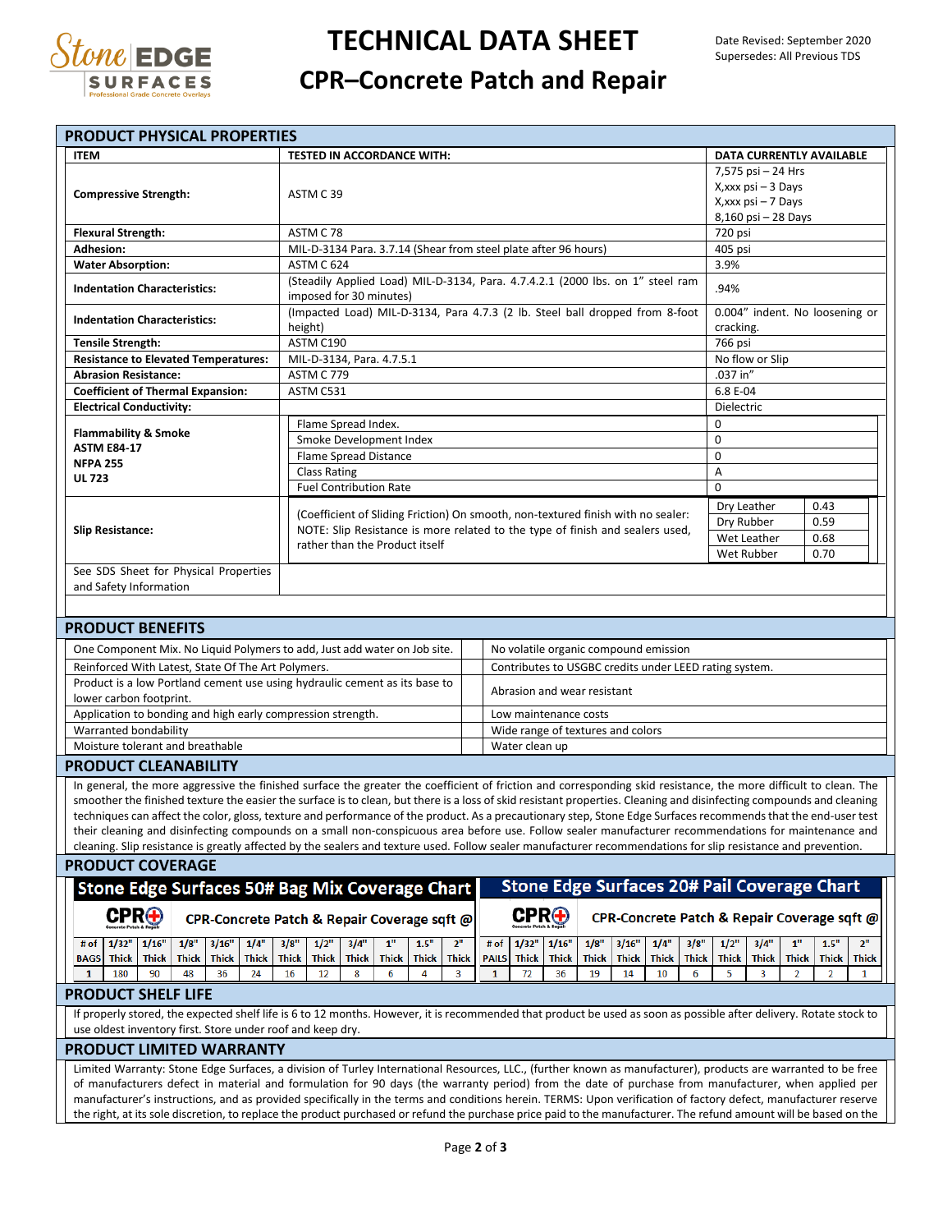# TECHNICAL DATA SHEET

## CPR–Concrete Patch and Repair

Date Revised: September 2020
Supersedes: All Previous TDS

## PRODUCT PHYSICAL PROPERTIES

| ITEM | TESTED IN ACCORDANCE WITH: | DATA CURRENTLY AVAILABLE |
|---|---|---|
| **Compressive Strength:** | ASTM C 39 | 7,575 psi – 24 Hrs<br>X,xxx psi – 3 Days<br>X,xxx psi – 7 Days<br>8,160 psi – 28 Days |
| **Flexural Strength:** | ASTM C 78 | 720 psi |
| **Adhesion:** | MIL-D-3134 Para. 3.7.14 (Shear from steel plate after 96 hours) | 405 psi |
| **Water Absorption:** | ASTM C 624 | 3.9% |
| **Indentation Characteristics:** | (Steadily Applied Load) MIL-D-3134, Para. 4.7.4.2.1 (2000 lbs. on 1" steel ram imposed for 30 minutes) | .94% |
| **Indentation Characteristics:** | (Impacted Load) MIL-D-3134, Para 4.7.3 (2 lb. Steel ball dropped from 8-foot height) | 0.004" indent. No loosening or cracking. |
| **Tensile Strength:** | ASTM C190 | 766 psi |
| **Resistance to Elevated Temperatures:** | MIL-D-3134, Para. 4.7.5.1 | No flow or Slip |
| **Abrasion Resistance:** | ASTM C 779 | .037 in" |
| **Coefficient of Thermal Expansion:** | ASTM C531 | 6.8 E-04 |
| **Electrical Conductivity:** | | Dielectric |
| **Flammability & Smoke**<br>**ASTM E84-17**<br>**NFPA 255**<br>**UL 723** | Flame Spread Index.<br>Smoke Development Index<br>Flame Spread Distance<br>Class Rating<br>Fuel Contribution Rate | 0<br>0<br>0<br>A<br>0 |
| **Slip Resistance:** | (Coefficient of Sliding Friction) On smooth, non-textured finish with no sealer: NOTE: Slip Resistance is more related to the type of finish and sealers used, rather than the Product itself | Dry Leather 0.43<br>Dry Rubber 0.59<br>Wet Leather 0.68<br>Wet Rubber 0.70 |
| See SDS Sheet for Physical Properties and Safety Information | | |

## PRODUCT BENEFITS

| | |
|---|---|
| One Component Mix. No Liquid Polymers to add, Just add water on Job site. | No volatile organic compound emission |
| Reinforced With Latest, State Of The Art Polymers. | Contributes to USGBC credits under LEED rating system. |
| Product is a low Portland cement use using hydraulic cement as its base to lower carbon footprint. | Abrasion and wear resistant |
| Application to bonding and high early compression strength. | Low maintenance costs |
| Warranted bondability | Wide range of textures and colors |
| Moisture tolerant and breathable | Water clean up |

## PRODUCT CLEANABILITY

In general, the more aggressive the finished surface the greater the coefficient of friction and corresponding skid resistance, the more difficult to clean. The smoother the finished texture the easier the surface is to clean, but there is a loss of skid resistant properties. Cleaning and disinfecting compounds and cleaning techniques can affect the color, gloss, texture and performance of the product. As a precautionary step, Stone Edge Surfaces recommends that the end-user test their cleaning and disinfecting compounds on a small non-conspicuous area before use. Follow sealer manufacturer recommendations for maintenance and cleaning. Slip resistance is greatly affected by the sealers and texture used. Follow sealer manufacturer recommendations for slip resistance and prevention.

## PRODUCT COVERAGE

**Stone Edge Surfaces 50# Bag Mix Coverage Chart**

CPR-Concrete Patch & Repair Coverage sqft @

| # of BAGS | 1/32" Thick | 1/16" Thick | 1/8" Thick | 3/16" Thick | 1/4" Thick | 3/8" Thick | 1/2" Thick | 3/4" Thick | 1" Thick | 1.5" Thick | 2" Thick |
|---|---|---|---|---|---|---|---|---|---|---|---|
| 1 | 180 | 90 | 48 | 36 | 24 | 16 | 12 | 8 | 6 | 4 | 3 |

**Stone Edge Surfaces 20# Pail Coverage Chart**

CPR-Concrete Patch & Repair Coverage sqft @

| # of PAILS | 1/32" Thick | 1/16" Thick | 1/8" Thick | 3/16" Thick | 1/4" Thick | 3/8" Thick | 1/2" Thick | 3/4" Thick | 1" Thick | 1.5" Thick | 2" Thick |
|---|---|---|---|---|---|---|---|---|---|---|---|
| 1 | 72 | 36 | 19 | 14 | 10 | 6 | 5 | 3 | 2 | 2 | 1 |

## PRODUCT SHELF LIFE

If properly stored, the expected shelf life is 6 to 12 months. However, it is recommended that product be used as soon as possible after delivery. Rotate stock to use oldest inventory first. Store under roof and keep dry.

## PRODUCT LIMITED WARRANTY

Limited Warranty: Stone Edge Surfaces, a division of Turley International Resources, LLC., (further known as manufacturer), products are warranted to be free of manufacturers defect in material and formulation for 90 days (the warranty period) from the date of purchase from manufacturer, when applied per manufacturer's instructions, and as provided specifically in the terms and conditions herein. TERMS: Upon verification of factory defect, manufacturer reserve the right, at its sole discretion, to replace the product purchased or refund the purchase price paid to the manufacturer. The refund amount will be based on the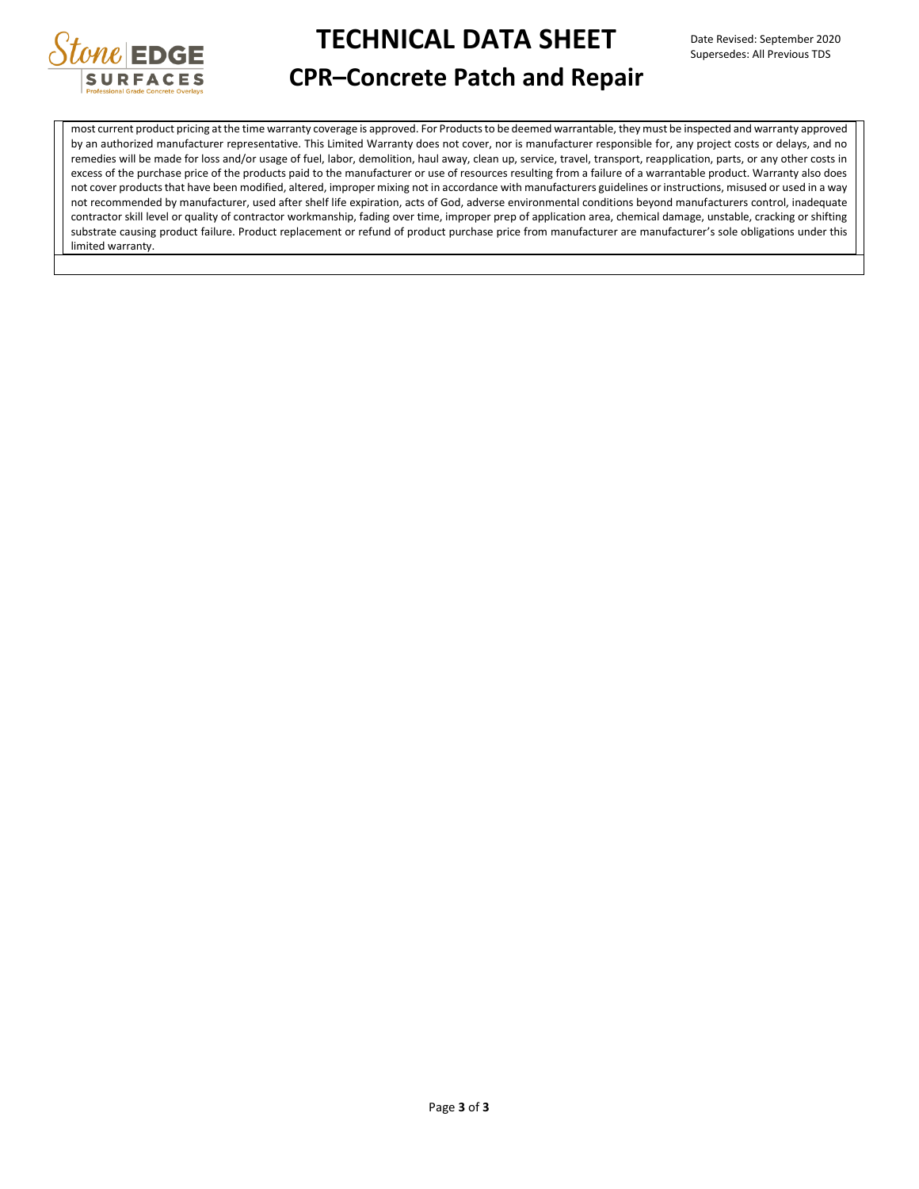most current product pricing at the time warranty coverage is approved. For Products to be deemed warrantable, they must be inspected and warranty approved by an authorized manufacturer representative. This Limited Warranty does not cover, nor is manufacturer responsible for, any project costs or delays, and no remedies will be made for loss and/or usage of fuel, labor, demolition, haul away, clean up, service, travel, transport, reapplication, parts, or any other costs in excess of the purchase price of the products paid to the manufacturer or use of resources resulting from a failure of a warrantable product. Warranty also does not cover products that have been modified, altered, improper mixing not in accordance with manufacturers guidelines or instructions, misused or used in a way not recommended by manufacturer, used after shelf life expiration, acts of God, adverse environmental conditions beyond manufacturers control, inadequate contractor skill level or quality of contractor workmanship, fading over time, improper prep of application area, chemical damage, unstable, cracking or shifting substrate causing product failure. Product replacement or refund of product purchase price from manufacturer are manufacturer's sole obligations under this limited warranty.